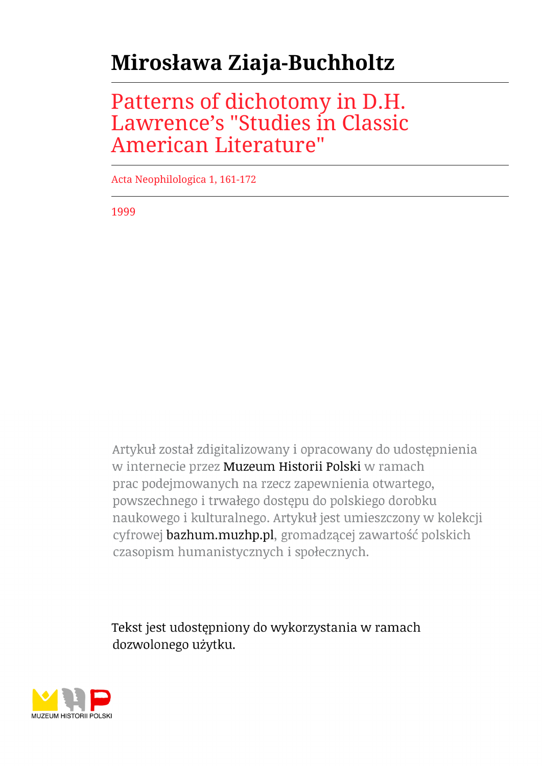# Mirosława Ziaja-Buchholtz

## Patterns of dichotomy in D.H. Lawrence's "Studies in Classic American Literature"

Acta Neophilologica 1, 161-172

1999

Artykuł został zdigitalizowany i opracowany do udostępnienia w internecie przez Muzeum Historii Polski w ramach prac podejmowanych na rzecz zapewnienia otwartego, powszechnego i trwałego dostępu do polskiego dorobku naukowego i kulturalnego. Artykuł jest umieszczony w kolekcji cyfrowej bazhum.muzhp.pl, gromadzącej zawartość polskich czasopism humanistycznych i społecznych.

Tekst jest udostępniony do wykorzystania w ramach dozwolonego użytku.

MUZEUM HISTORII POLSKI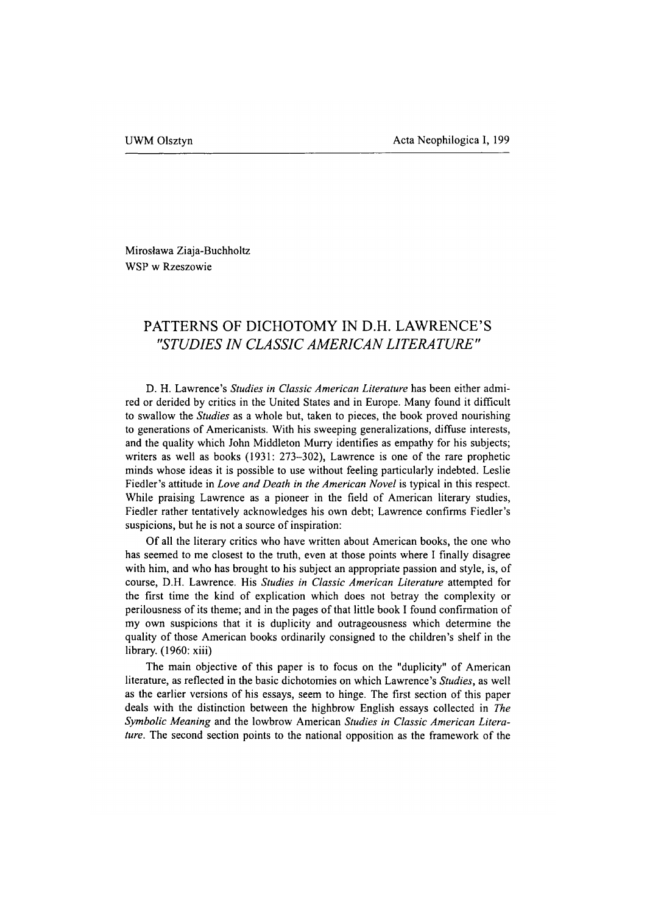Mirosława Ziaja-Buchholtz
WSP w Rzeszowie

# PATTERNS OF DICHOTOMY IN D.H. LAWRENCE'S "*STUDIES IN CLASSIC AMERICAN LITERATURE*"

D. H. Lawrence's *Studies in Classic American Literature* has been either admired or derided by critics in the United States and in Europe. Many found it difficult to swallow the *Studies* as a whole but, taken to pieces, the book proved nourishing to generations of Americanists. With his sweeping generalizations, diffuse interests, and the quality which John Middleton Murry identifies as empathy for his subjects; writers as well as books (1931: 273–302), Lawrence is one of the rare prophetic minds whose ideas it is possible to use without feeling particularly indebted. Leslie Fiedler's attitude in *Love and Death in the American Novel* is typical in this respect. While praising Lawrence as a pioneer in the field of American literary studies, Fiedler rather tentatively acknowledges his own debt; Lawrence confirms Fiedler's suspicions, but he is not a source of inspiration:

Of all the literary critics who have written about American books, the one who has seemed to me closest to the truth, even at those points where I finally disagree with him, and who has brought to his subject an appropriate passion and style, is, of course, D.H. Lawrence. His *Studies in Classic American Literature* attempted for the first time the kind of explication which does not betray the complexity or perilousness of its theme; and in the pages of that little book I found confirmation of my own suspicions that it is duplicity and outrageousness which determine the quality of those American books ordinarily consigned to the children's shelf in the library. (1960: xiii)

The main objective of this paper is to focus on the "duplicity" of American literature, as reflected in the basic dichotomies on which Lawrence's *Studies*, as well as the earlier versions of his essays, seem to hinge. The first section of this paper deals with the distinction between the highbrow English essays collected in *The Symbolic Meaning* and the lowbrow American *Studies in Classic American Literature*. The second section points to the national opposition as the framework of the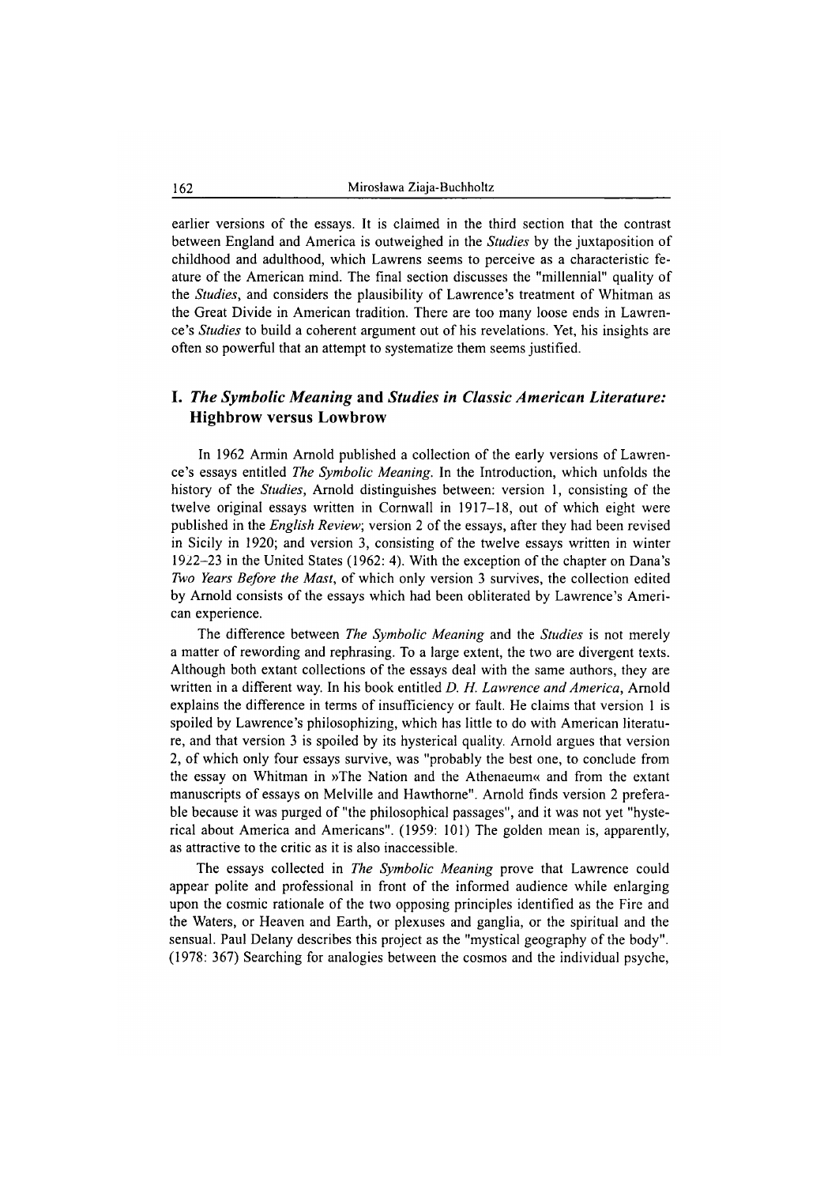earlier versions of the essays. It is claimed in the third section that the contrast between England and America is outweighed in the *Studies* by the juxtaposition of childhood and adulthood, which Lawrens seems to perceive as a characteristic feature of the American mind. The final section discusses the "millennial" quality of the *Studies*, and considers the plausibility of Lawrence's treatment of Whitman as the Great Divide in American tradition. There are too many loose ends in Lawrence's *Studies* to build a coherent argument out of his revelations. Yet, his insights are often so powerful that an attempt to systematize them seems justified.

## I. *The Symbolic Meaning* and *Studies in Classic American Literature:* Highbrow versus Lowbrow

In 1962 Armin Arnold published a collection of the early versions of Lawrence's essays entitled *The Symbolic Meaning*. In the Introduction, which unfolds the history of the *Studies*, Arnold distinguishes between: version 1, consisting of the twelve original essays written in Cornwall in 1917–18, out of which eight were published in the *English Review*; version 2 of the essays, after they had been revised in Sicily in 1920; and version 3, consisting of the twelve essays written in winter 1922–23 in the United States (1962: 4). With the exception of the chapter on Dana's *Two Years Before the Mast*, of which only version 3 survives, the collection edited by Arnold consists of the essays which had been obliterated by Lawrence's American experience.

The difference between *The Symbolic Meaning* and the *Studies* is not merely a matter of rewording and rephrasing. To a large extent, the two are divergent texts. Although both extant collections of the essays deal with the same authors, they are written in a different way. In his book entitled *D. H. Lawrence and America*, Arnold explains the difference in terms of insufficiency or fault. He claims that version 1 is spoiled by Lawrence's philosophizing, which has little to do with American literature, and that version 3 is spoiled by its hysterical quality. Arnold argues that version 2, of which only four essays survive, was "probably the best one, to conclude from the essay on Whitman in »The Nation and the Athenaeum« and from the extant manuscripts of essays on Melville and Hawthorne". Arnold finds version 2 preferable because it was purged of "the philosophical passages", and it was not yet "hysterical about America and Americans". (1959: 101) The golden mean is, apparently, as attractive to the critic as it is also inaccessible.

The essays collected in *The Symbolic Meaning* prove that Lawrence could appear polite and professional in front of the informed audience while enlarging upon the cosmic rationale of the two opposing principles identified as the Fire and the Waters, or Heaven and Earth, or plexuses and ganglia, or the spiritual and the sensual. Paul Delany describes this project as the "mystical geography of the body". (1978: 367) Searching for analogies between the cosmos and the individual psyche,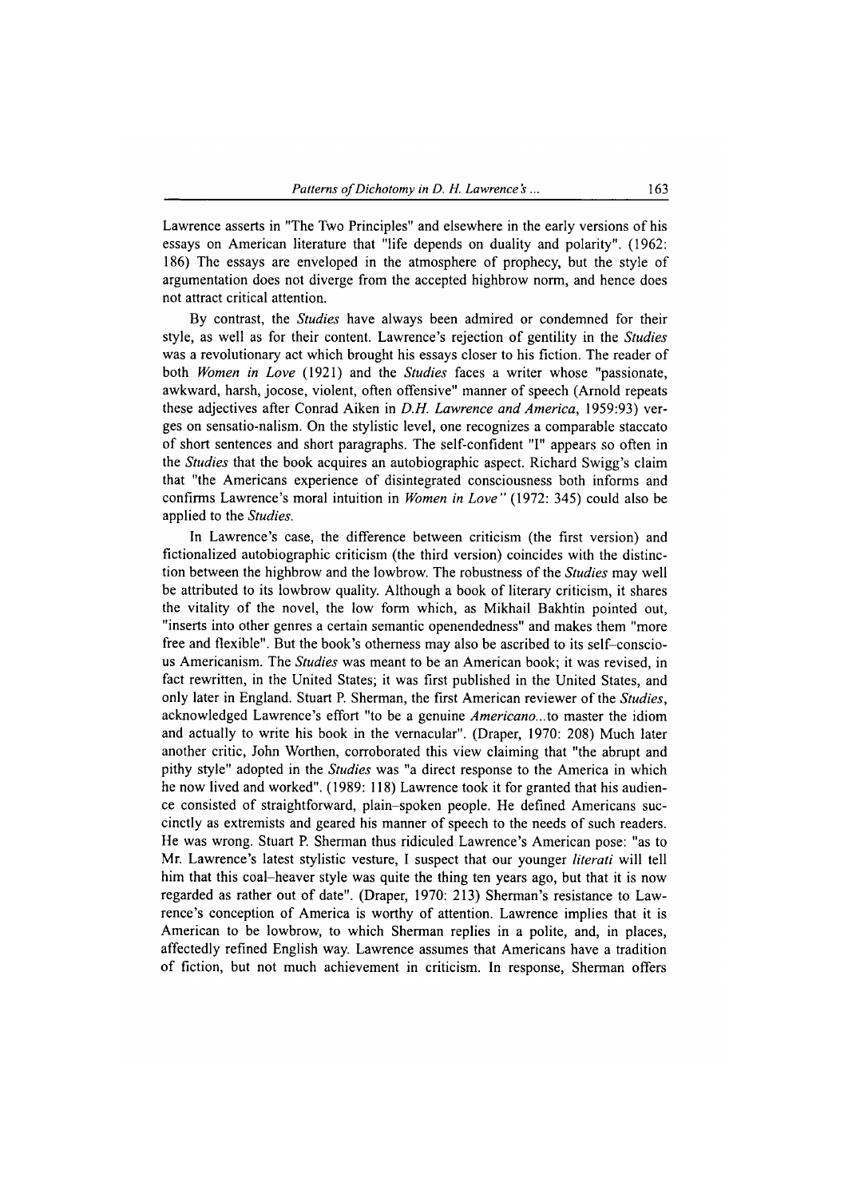Lawrence asserts in "The Two Principles" and elsewhere in the early versions of his essays on American literature that "life depends on duality and polarity". (1962: 186) The essays are enveloped in the atmosphere of prophecy, but the style of argumentation does not diverge from the accepted highbrow norm, and hence does not attract critical attention.

By contrast, the *Studies* have always been admired or condemned for their style, as well as for their content. Lawrence's rejection of gentility in the *Studies* was a revolutionary act which brought his essays closer to his fiction. The reader of both *Women in Love* (1921) and the *Studies* faces a writer whose "passionate, awkward, harsh, jocose, violent, often offensive" manner of speech (Arnold repeats these adjectives after Conrad Aiken in *D.H. Lawrence and America*, 1959:93) verges on sensatio-nalism. On the stylistic level, one recognizes a comparable staccato of short sentences and short paragraphs. The self-confident "I" appears so often in the *Studies* that the book acquires an autobiographic aspect. Richard Swigg's claim that "the Americans experience of disintegrated consciousness both informs and confirms Lawrence's moral intuition in *Women in Love*" (1972: 345) could also be applied to the *Studies*.

In Lawrence's case, the difference between criticism (the first version) and fictionalized autobiographic criticism (the third version) coincides with the distinction between the highbrow and the lowbrow. The robustness of the *Studies* may well be attributed to its lowbrow quality. Although a book of literary criticism, it shares the vitality of the novel, the low form which, as Mikhail Bakhtin pointed out, "inserts into other genres a certain semantic openendedness" and makes them "more free and flexible". But the book's otherness may also be ascribed to its self-conscious Americanism. The *Studies* was meant to be an American book; it was revised, in fact rewritten, in the United States; it was first published in the United States, and only later in England. Stuart P. Sherman, the first American reviewer of the *Studies*, acknowledged Lawrence's effort "to be a genuine *Americano*...to master the idiom and actually to write his book in the vernacular". (Draper, 1970: 208) Much later another critic, John Worthen, corroborated this view claiming that "the abrupt and pithy style" adopted in the *Studies* was "a direct response to the America in which he now lived and worked". (1989: 118) Lawrence took it for granted that his audience consisted of straightforward, plain-spoken people. He defined Americans succinctly as extremists and geared his manner of speech to the needs of such readers. He was wrong. Stuart P. Sherman thus ridiculed Lawrence's American pose: "as to Mr. Lawrence's latest stylistic vesture, I suspect that our younger *literati* will tell him that this coal-heaver style was quite the thing ten years ago, but that it is now regarded as rather out of date". (Draper, 1970: 213) Sherman's resistance to Lawrence's conception of America is worthy of attention. Lawrence implies that it is American to be lowbrow, to which Sherman replies in a polite, and, in places, affectedly refined English way. Lawrence assumes that Americans have a tradition of fiction, but not much achievement in criticism. In response, Sherman offers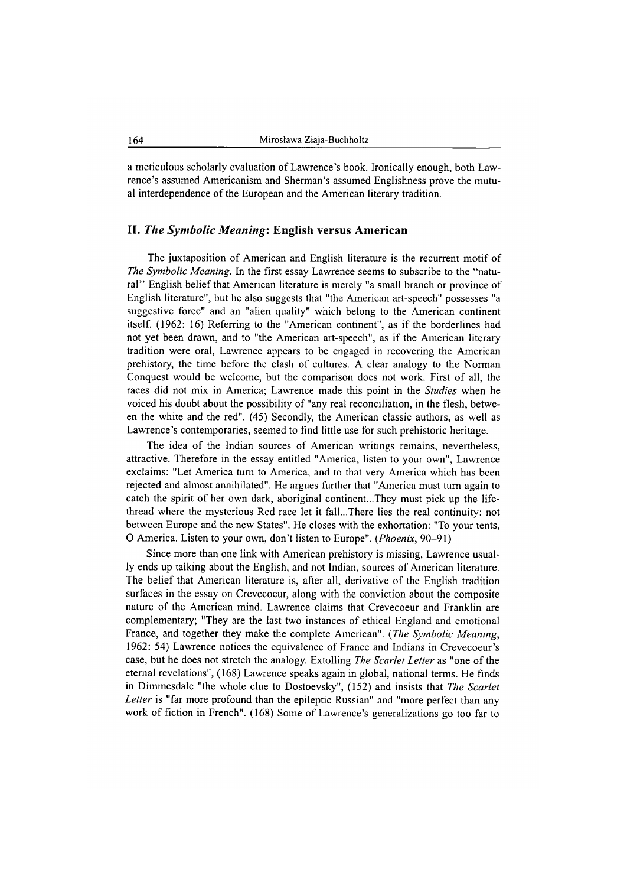a meticulous scholarly evaluation of Lawrence's book. Ironically enough, both Lawrence's assumed Americanism and Sherman's assumed Englishness prove the mutual interdependence of the European and the American literary tradition.

## II. *The Symbolic Meaning*: English versus American

The juxtaposition of American and English literature is the recurrent motif of *The Symbolic Meaning*. In the first essay Lawrence seems to subscribe to the "natural" English belief that American literature is merely "a small branch or province of English literature", but he also suggests that "the American art-speech" possesses "a suggestive force" and an "alien quality" which belong to the American continent itself. (1962: 16) Referring to the "American continent", as if the borderlines had not yet been drawn, and to "the American art-speech", as if the American literary tradition were oral, Lawrence appears to be engaged in recovering the American prehistory, the time before the clash of cultures. A clear analogy to the Norman Conquest would be welcome, but the comparison does not work. First of all, the races did not mix in America; Lawrence made this point in the *Studies* when he voiced his doubt about the possibility of "any real reconciliation, in the flesh, between the white and the red". (45) Secondly, the American classic authors, as well as Lawrence's contemporaries, seemed to find little use for such prehistoric heritage.

The idea of the Indian sources of American writings remains, nevertheless, attractive. Therefore in the essay entitled "America, listen to your own", Lawrence exclaims: "Let America turn to America, and to that very America which has been rejected and almost annihilated". He argues further that "America must turn again to catch the spirit of her own dark, aboriginal continent...They must pick up the life-thread where the mysterious Red race let it fall...There lies the real continuity: not between Europe and the new States". He closes with the exhortation: "To your tents, O America. Listen to your own, don't listen to Europe". (*Phoenix*, 90–91)

Since more than one link with American prehistory is missing, Lawrence usually ends up talking about the English, and not Indian, sources of American literature. The belief that American literature is, after all, derivative of the English tradition surfaces in the essay on Crevecoeur, along with the conviction about the composite nature of the American mind. Lawrence claims that Crevecoeur and Franklin are complementary; "They are the last two instances of ethical England and emotional France, and together they make the complete American". (*The Symbolic Meaning*, 1962: 54) Lawrence notices the equivalence of France and Indians in Crevecoeur's case, but he does not stretch the analogy. Extolling *The Scarlet Letter* as "one of the eternal revelations", (168) Lawrence speaks again in global, national terms. He finds in Dimmesdale "the whole clue to Dostoevsky", (152) and insists that *The Scarlet Letter* is "far more profound than the epileptic Russian" and "more perfect than any work of fiction in French". (168) Some of Lawrence's generalizations go too far to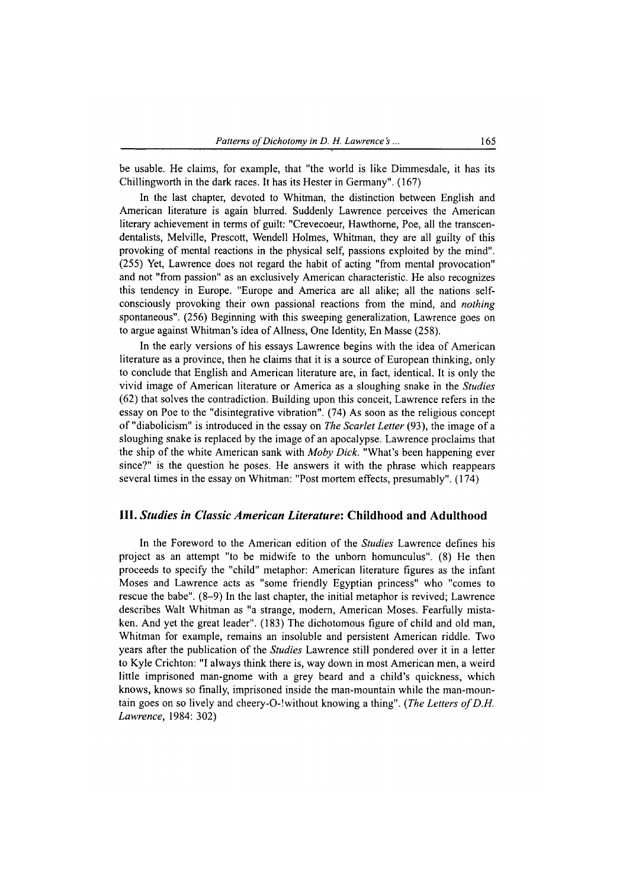be usable. He claims, for example, that "the world is like Dimmesdale, it has its Chillingworth in the dark races. It has its Hester in Germany". (167)

In the last chapter, devoted to Whitman, the distinction between English and American literature is again blurred. Suddenly Lawrence perceives the American literary achievement in terms of guilt: "Crevecoeur, Hawthorne, Poe, all the transcendentalists, Melville, Prescott, Wendell Holmes, Whitman, they are all guilty of this provoking of mental reactions in the physical self, passions exploited by the mind". (255) Yet, Lawrence does not regard the habit of acting "from mental provocation" and not "from passion" as an exclusively American characteristic. He also recognizes this tendency in Europe. "Europe and America are all alike; all the nations self-consciously provoking their own passional reactions from the mind, and *nothing* spontaneous". (256) Beginning with this sweeping generalization, Lawrence goes on to argue against Whitman's idea of Allness, One Identity, En Masse (258).

In the early versions of his essays Lawrence begins with the idea of American literature as a province, then he claims that it is a source of European thinking, only to conclude that English and American literature are, in fact, identical. It is only the vivid image of American literature or America as a sloughing snake in the *Studies* (62) that solves the contradiction. Building upon this conceit, Lawrence refers in the essay on Poe to the "disintegrative vibration". (74) As soon as the religious concept of "diabolicism" is introduced in the essay on *The Scarlet Letter* (93), the image of a sloughing snake is replaced by the image of an apocalypse. Lawrence proclaims that the ship of the white American sank with *Moby Dick*. "What's been happening ever since?" is the question he poses. He answers it with the phrase which reappears several times in the essay on Whitman: "Post mortem effects, presumably". (174)

## III. *Studies in Classic American Literature*: Childhood and Adulthood

In the Foreword to the American edition of the *Studies* Lawrence defines his project as an attempt "to be midwife to the unborn homunculus". (8) He then proceeds to specify the "child" metaphor: American literature figures as the infant Moses and Lawrence acts as "some friendly Egyptian princess" who "comes to rescue the babe". (8–9) In the last chapter, the initial metaphor is revived; Lawrence describes Walt Whitman as "a strange, modern, American Moses. Fearfully mistaken. And yet the great leader". (183) The dichotomous figure of child and old man, Whitman for example, remains an insoluble and persistent American riddle. Two years after the publication of the *Studies* Lawrence still pondered over it in a letter to Kyle Crichton: "I always think there is, way down in most American men, a weird little imprisoned man-gnome with a grey beard and a child's quickness, which knows, knows so finally, imprisoned inside the man-mountain while the man-mountain goes on so lively and cheery-O-!without knowing a thing". (*The Letters of D.H. Lawrence*, 1984: 302)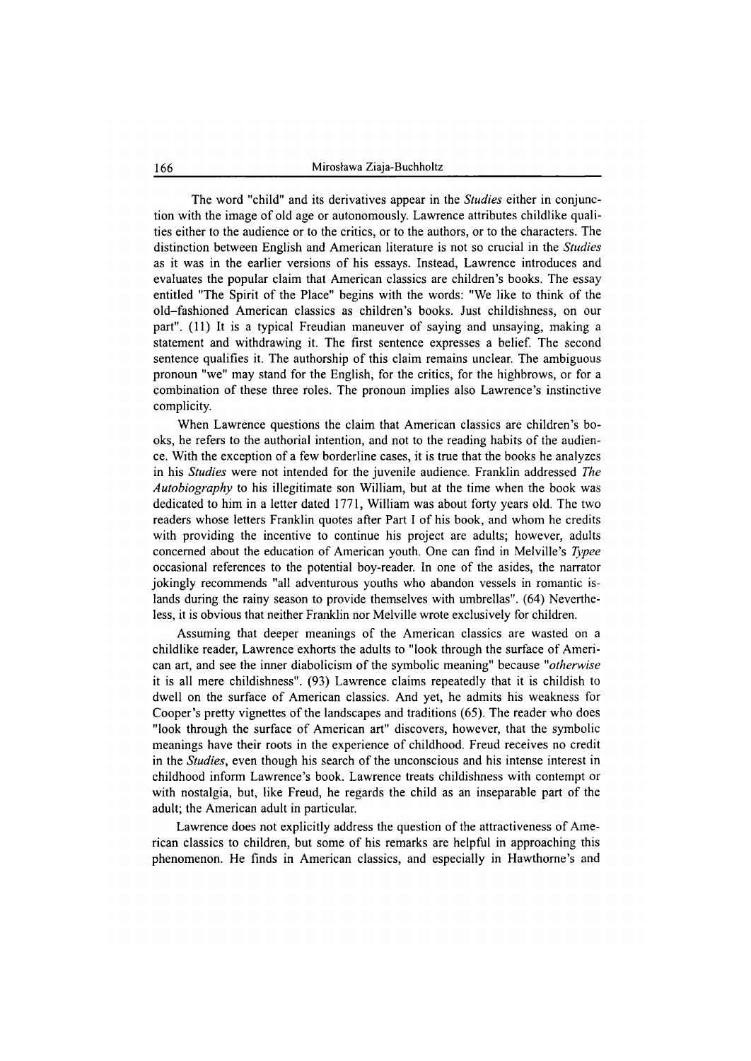The word "child" and its derivatives appear in the *Studies* either in conjunction with the image of old age or autonomously. Lawrence attributes childlike qualities either to the audience or to the critics, or to the authors, or to the characters. The distinction between English and American literature is not so crucial in the *Studies* as it was in the earlier versions of his essays. Instead, Lawrence introduces and evaluates the popular claim that American classics are children's books. The essay entitled "The Spirit of the Place" begins with the words: "We like to think of the old-fashioned American classics as children's books. Just childishness, on our part". (11) It is a typical Freudian maneuver of saying and unsaying, making a statement and withdrawing it. The first sentence expresses a belief. The second sentence qualifies it. The authorship of this claim remains unclear. The ambiguous pronoun "we" may stand for the English, for the critics, for the highbrows, or for a combination of these three roles. The pronoun implies also Lawrence's instinctive complicity.

When Lawrence questions the claim that American classics are children's books, he refers to the authorial intention, and not to the reading habits of the audience. With the exception of a few borderline cases, it is true that the books he analyzes in his *Studies* were not intended for the juvenile audience. Franklin addressed *The Autobiography* to his illegitimate son William, but at the time when the book was dedicated to him in a letter dated 1771, William was about forty years old. The two readers whose letters Franklin quotes after Part I of his book, and whom he credits with providing the incentive to continue his project are adults; however, adults concerned about the education of American youth. One can find in Melville's *Typee* occasional references to the potential boy-reader. In one of the asides, the narrator jokingly recommends "all adventurous youths who abandon vessels in romantic islands during the rainy season to provide themselves with umbrellas". (64) Nevertheless, it is obvious that neither Franklin nor Melville wrote exclusively for children.

Assuming that deeper meanings of the American classics are wasted on a childlike reader, Lawrence exhorts the adults to "look through the surface of American art, and see the inner diabolicism of the symbolic meaning" because "*otherwise* it is all mere childishness". (93) Lawrence claims repeatedly that it is childish to dwell on the surface of American classics. And yet, he admits his weakness for Cooper's pretty vignettes of the landscapes and traditions (65). The reader who does "look through the surface of American art" discovers, however, that the symbolic meanings have their roots in the experience of childhood. Freud receives no credit in the *Studies*, even though his search of the unconscious and his intense interest in childhood inform Lawrence's book. Lawrence treats childishness with contempt or with nostalgia, but, like Freud, he regards the child as an inseparable part of the adult; the American adult in particular.

Lawrence does not explicitly address the question of the attractiveness of American classics to children, but some of his remarks are helpful in approaching this phenomenon. He finds in American classics, and especially in Hawthorne's and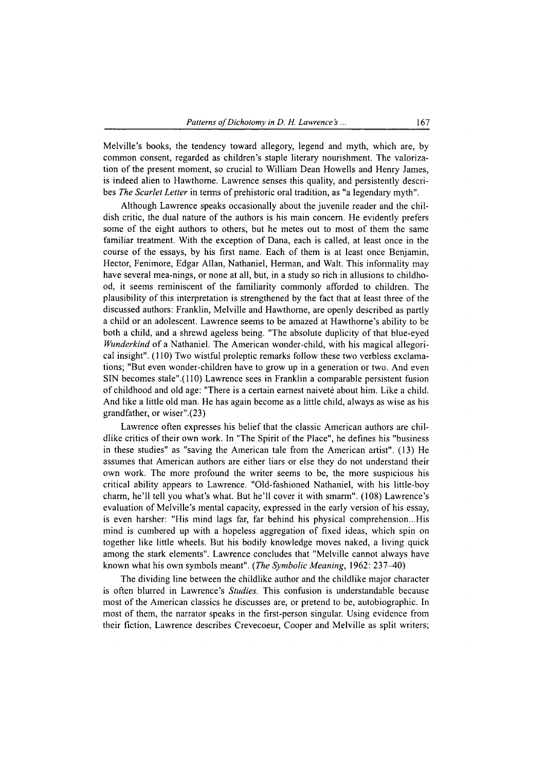Melville's books, the tendency toward allegory, legend and myth, which are, by common consent, regarded as children's staple literary nourishment. The valorization of the present moment, so crucial to William Dean Howells and Henry James, is indeed alien to Hawthorne. Lawrence senses this quality, and persistently describes *The Scarlet Letter* in terms of prehistoric oral tradition, as "a legendary myth".

Although Lawrence speaks occasionally about the juvenile reader and the childish critic, the dual nature of the authors is his main concern. He evidently prefers some of the eight authors to others, but he metes out to most of them the same familiar treatment. With the exception of Dana, each is called, at least once in the course of the essays, by his first name. Each of them is at least once Benjamin, Hector, Fenimore, Edgar Allan, Nathaniel, Herman, and Walt. This informality may have several mea-nings, or none at all, but, in a study so rich in allusions to childhood, it seems reminiscent of the familiarity commonly afforded to children. The plausibility of this interpretation is strengthened by the fact that at least three of the discussed authors: Franklin, Melville and Hawthorne, are openly described as partly a child or an adolescent. Lawrence seems to be amazed at Hawthorne's ability to be both a child, and a shrewd ageless being. "The absolute duplicity of that blue-eyed *Wunderkind* of a Nathaniel. The American wonder-child, with his magical allegorical insight". (110) Two wistful proleptic remarks follow these two verbless exclamations; "But even wonder-children have to grow up in a generation or two. And even SIN becomes stale".(110) Lawrence sees in Franklin a comparable persistent fusion of childhood and old age: "There is a certain earnest naiveté about him. Like a child. And like a little old man. He has again become as a little child, always as wise as his grandfather, or wiser".(23)

Lawrence often expresses his belief that the classic American authors are childlike critics of their own work. In "The Spirit of the Place", he defines his "business in these studies" as "saving the American tale from the American artist". (13) He assumes that American authors are either liars or else they do not understand their own work. The more profound the writer seems to be, the more suspicious his critical ability appears to Lawrence. "Old-fashioned Nathaniel, with his little-boy charm, he'll tell you what's what. But he'll cover it with smarm". (108) Lawrence's evaluation of Melville's mental capacity, expressed in the early version of his essay, is even harsher: "His mind lags far, far behind his physical comprehension...His mind is cumbered up with a hopeless aggregation of fixed ideas, which spin on together like little wheels. But his bodily knowledge moves naked, a living quick among the stark elements". Lawrence concludes that "Melville cannot always have known what his own symbols meant". (*The Symbolic Meaning*, 1962: 237–40)

The dividing line between the childlike author and the childlike major character is often blurred in Lawrence's *Studies*. This confusion is understandable because most of the American classics he discusses are, or pretend to be, autobiographic. In most of them, the narrator speaks in the first-person singular. Using evidence from their fiction, Lawrence describes Crevecoeur, Cooper and Melville as split writers;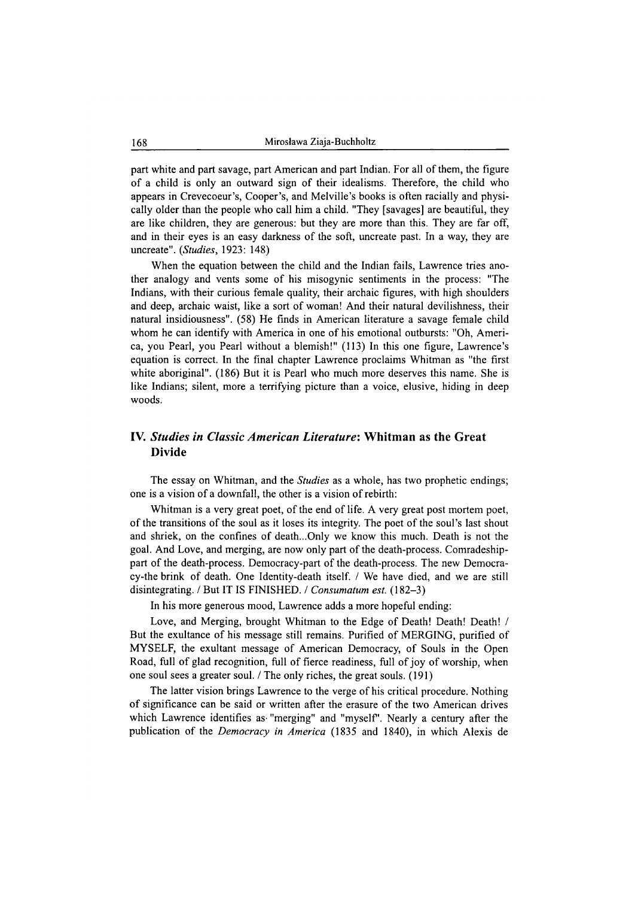part white and part savage, part American and part Indian. For all of them, the figure of a child is only an outward sign of their idealisms. Therefore, the child who appears in Crevecoeur's, Cooper's, and Melville's books is often racially and physically older than the people who call him a child. "They [savages] are beautiful, they are like children, they are generous: but they are more than this. They are far off, and in their eyes is an easy darkness of the soft, uncreate past. In a way, they are uncreate". (*Studies*, 1923: 148)

When the equation between the child and the Indian fails, Lawrence tries another analogy and vents some of his misogynic sentiments in the process: "The Indians, with their curious female quality, their archaic figures, with high shoulders and deep, archaic waist, like a sort of woman! And their natural devilishness, their natural insidiousness". (58) He finds in American literature a savage female child whom he can identify with America in one of his emotional outbursts: "Oh, America, you Pearl, you Pearl without a blemish!" (113) In this one figure, Lawrence's equation is correct. In the final chapter Lawrence proclaims Whitman as "the first white aboriginal". (186) But it is Pearl who much more deserves this name. She is like Indians; silent, more a terrifying picture than a voice, elusive, hiding in deep woods.

## IV. *Studies in Classic American Literature*: Whitman as the Great Divide

The essay on Whitman, and the *Studies* as a whole, has two prophetic endings; one is a vision of a downfall, the other is a vision of rebirth:

Whitman is a very great poet, of the end of life. A very great post mortem poet, of the transitions of the soul as it loses its integrity. The poet of the soul's last shout and shriek, on the confines of death...Only we know this much. Death is not the goal. And Love, and merging, are now only part of the death-process. Comradeship-part of the death-process. Democracy-part of the death-process. The new Democracy-the brink of death. One Identity-death itself. / We have died, and we are still disintegrating. / But IT IS FINISHED. / *Consumatum est.* (182–3)

In his more generous mood, Lawrence adds a more hopeful ending:

Love, and Merging, brought Whitman to the Edge of Death! Death! Death! / But the exultance of his message still remains. Purified of MERGING, purified of MYSELF, the exultant message of American Democracy, of Souls in the Open Road, full of glad recognition, full of fierce readiness, full of joy of worship, when one soul sees a greater soul. / The only riches, the great souls. (191)

The latter vision brings Lawrence to the verge of his critical procedure. Nothing of significance can be said or written after the erasure of the two American drives which Lawrence identifies as "merging" and "myself". Nearly a century after the publication of the *Democracy in America* (1835 and 1840), in which Alexis de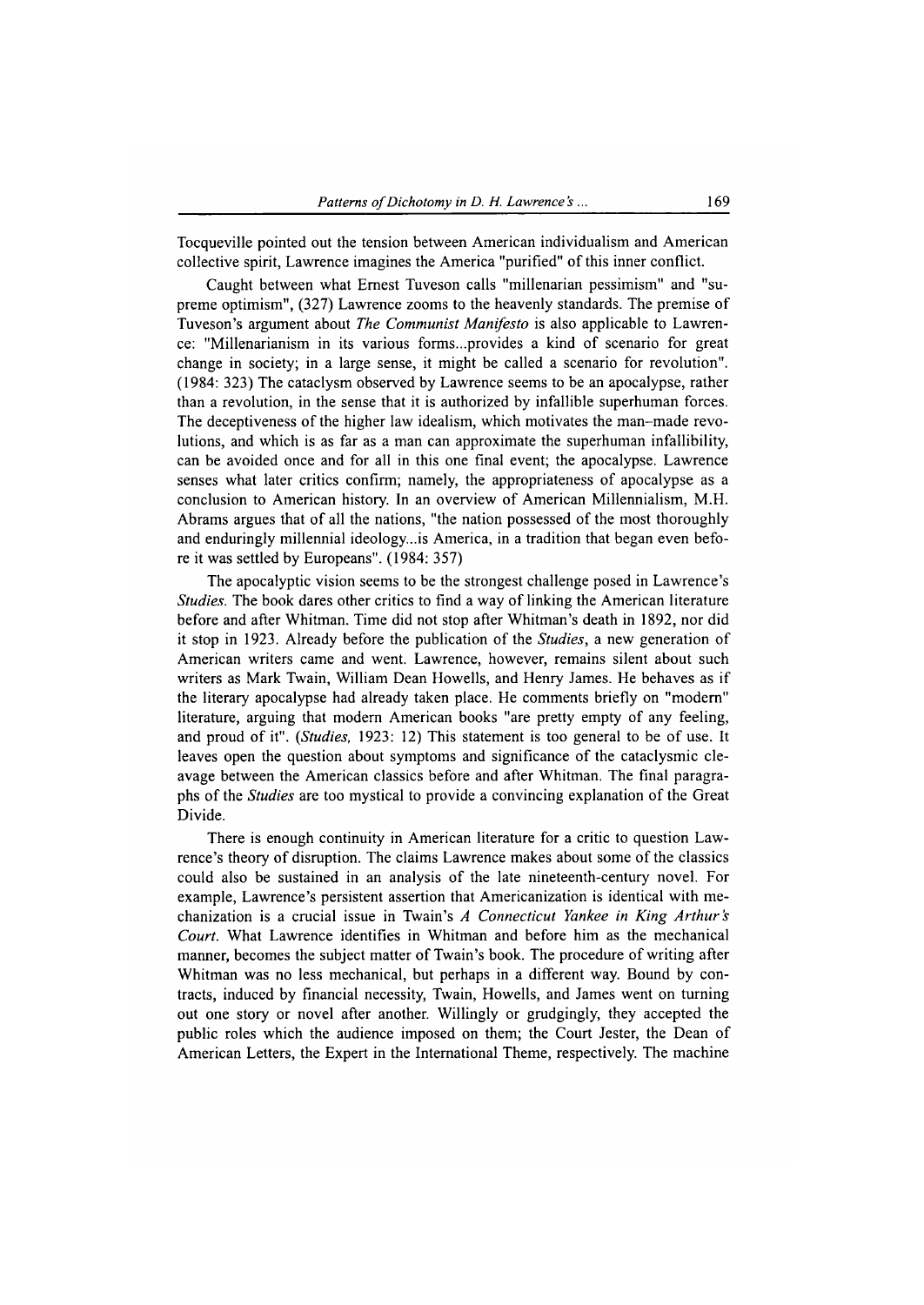Tocqueville pointed out the tension between American individualism and American collective spirit, Lawrence imagines the America "purified" of this inner conflict.

Caught between what Ernest Tuveson calls "millenarian pessimism" and "supreme optimism", (327) Lawrence zooms to the heavenly standards. The premise of Tuveson's argument about *The Communist Manifesto* is also applicable to Lawrence: "Millenarianism in its various forms...provides a kind of scenario for great change in society; in a large sense, it might be called a scenario for revolution". (1984: 323) The cataclysm observed by Lawrence seems to be an apocalypse, rather than a revolution, in the sense that it is authorized by infallible superhuman forces. The deceptiveness of the higher law idealism, which motivates the man-made revolutions, and which is as far as a man can approximate the superhuman infallibility, can be avoided once and for all in this one final event; the apocalypse. Lawrence senses what later critics confirm; namely, the appropriateness of apocalypse as a conclusion to American history. In an overview of American Millennialism, M.H. Abrams argues that of all the nations, "the nation possessed of the most thoroughly and enduringly millennial ideology...is America, in a tradition that began even before it was settled by Europeans". (1984: 357)

The apocalyptic vision seems to be the strongest challenge posed in Lawrence's *Studies*. The book dares other critics to find a way of linking the American literature before and after Whitman. Time did not stop after Whitman's death in 1892, nor did it stop in 1923. Already before the publication of the *Studies*, a new generation of American writers came and went. Lawrence, however, remains silent about such writers as Mark Twain, William Dean Howells, and Henry James. He behaves as if the literary apocalypse had already taken place. He comments briefly on "modern" literature, arguing that modern American books "are pretty empty of any feeling, and proud of it". (*Studies*, 1923: 12) This statement is too general to be of use. It leaves open the question about symptoms and significance of the cataclysmic cleavage between the American classics before and after Whitman. The final paragraphs of the *Studies* are too mystical to provide a convincing explanation of the Great Divide.

There is enough continuity in American literature for a critic to question Lawrence's theory of disruption. The claims Lawrence makes about some of the classics could also be sustained in an analysis of the late nineteenth-century novel. For example, Lawrence's persistent assertion that Americanization is identical with mechanization is a crucial issue in Twain's *A Connecticut Yankee in King Arthur's Court*. What Lawrence identifies in Whitman and before him as the mechanical manner, becomes the subject matter of Twain's book. The procedure of writing after Whitman was no less mechanical, but perhaps in a different way. Bound by contracts, induced by financial necessity, Twain, Howells, and James went on turning out one story or novel after another. Willingly or grudgingly, they accepted the public roles which the audience imposed on them; the Court Jester, the Dean of American Letters, the Expert in the International Theme, respectively. The machine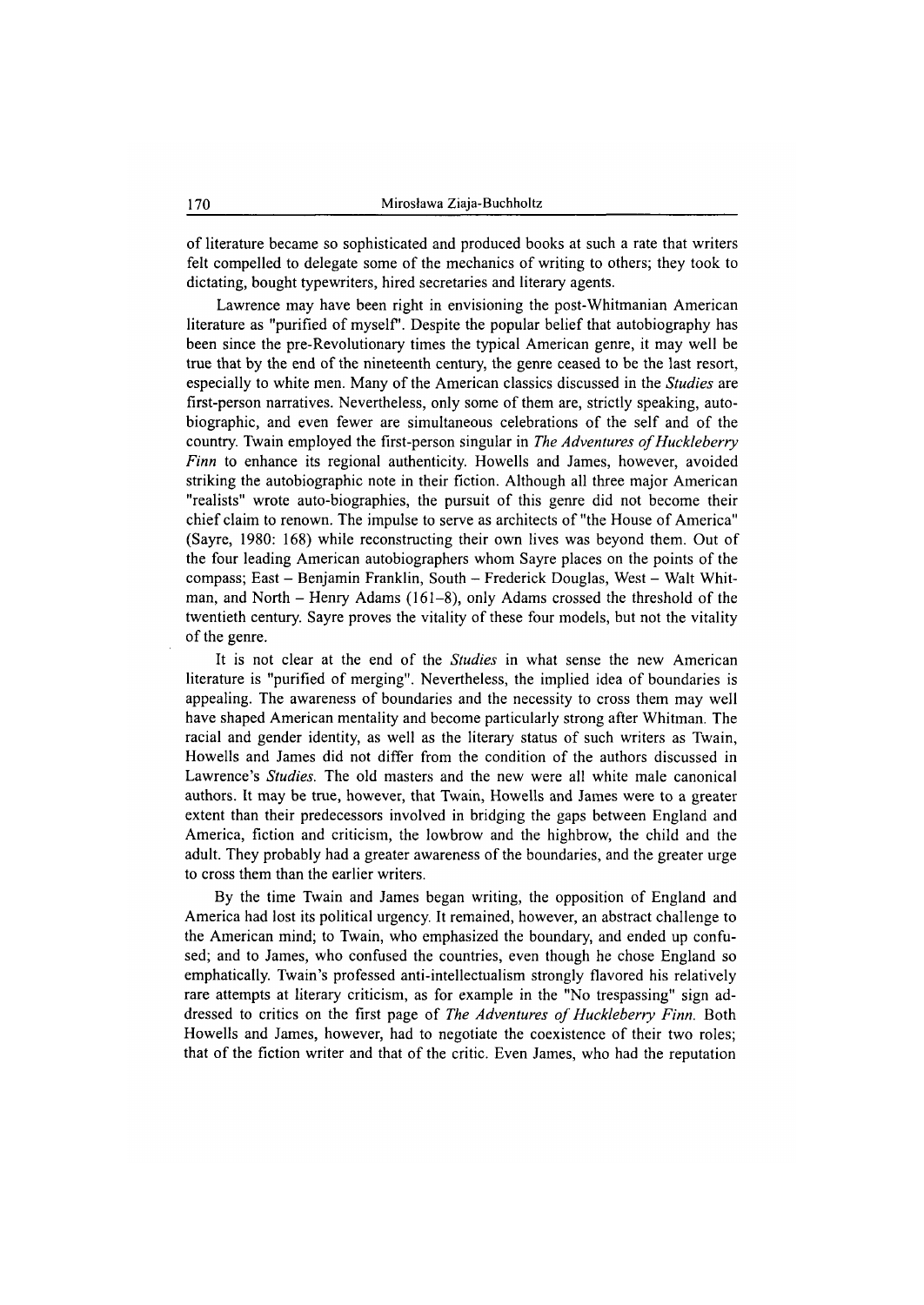of literature became so sophisticated and produced books at such a rate that writers felt compelled to delegate some of the mechanics of writing to others; they took to dictating, bought typewriters, hired secretaries and literary agents.

Lawrence may have been right in envisioning the post-Whitmanian American literature as "purified of myself". Despite the popular belief that autobiography has been since the pre-Revolutionary times the typical American genre, it may well be true that by the end of the nineteenth century, the genre ceased to be the last resort, especially to white men. Many of the American classics discussed in the *Studies* are first-person narratives. Nevertheless, only some of them are, strictly speaking, autobiographic, and even fewer are simultaneous celebrations of the self and of the country. Twain employed the first-person singular in *The Adventures of Huckleberry Finn* to enhance its regional authenticity. Howells and James, however, avoided striking the autobiographic note in their fiction. Although all three major American "realists" wrote auto-biographies, the pursuit of this genre did not become their chief claim to renown. The impulse to serve as architects of "the House of America" (Sayre, 1980: 168) while reconstructing their own lives was beyond them. Out of the four leading American autobiographers whom Sayre places on the points of the compass; East – Benjamin Franklin, South – Frederick Douglas, West – Walt Whitman, and North – Henry Adams (161–8), only Adams crossed the threshold of the twentieth century. Sayre proves the vitality of these four models, but not the vitality of the genre.

It is not clear at the end of the *Studies* in what sense the new American literature is "purified of merging". Nevertheless, the implied idea of boundaries is appealing. The awareness of boundaries and the necessity to cross them may well have shaped American mentality and become particularly strong after Whitman. The racial and gender identity, as well as the literary status of such writers as Twain, Howells and James did not differ from the condition of the authors discussed in Lawrence's *Studies*. The old masters and the new were all white male canonical authors. It may be true, however, that Twain, Howells and James were to a greater extent than their predecessors involved in bridging the gaps between England and America, fiction and criticism, the lowbrow and the highbrow, the child and the adult. They probably had a greater awareness of the boundaries, and the greater urge to cross them than the earlier writers.

By the time Twain and James began writing, the opposition of England and America had lost its political urgency. It remained, however, an abstract challenge to the American mind; to Twain, who emphasized the boundary, and ended up confused; and to James, who confused the countries, even though he chose England so emphatically. Twain's professed anti-intellectualism strongly flavored his relatively rare attempts at literary criticism, as for example in the "No trespassing" sign addressed to critics on the first page of *The Adventures of Huckleberry Finn*. Both Howells and James, however, had to negotiate the coexistence of their two roles; that of the fiction writer and that of the critic. Even James, who had the reputation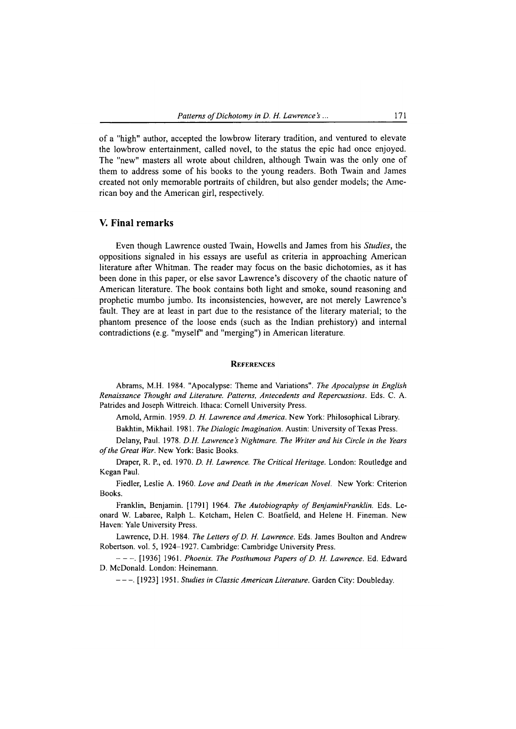of a "high" author, accepted the lowbrow literary tradition, and ventured to elevate the lowbrow entertainment, called novel, to the status the epic had once enjoyed. The "new" masters all wrote about children, although Twain was the only one of them to address some of his books to the young readers. Both Twain and James created not only memorable portraits of children, but also gender models; the American boy and the American girl, respectively.

## V. Final remarks

Even though Lawrence ousted Twain, Howells and James from his *Studies*, the oppositions signaled in his essays are useful as criteria in approaching American literature after Whitman. The reader may focus on the basic dichotomies, as it has been done in this paper, or else savor Lawrence's discovery of the chaotic nature of American literature. The book contains both light and smoke, sound reasoning and prophetic mumbo jumbo. Its inconsistencies, however, are not merely Lawrence's fault. They are at least in part due to the resistance of the literary material; to the phantom presence of the loose ends (such as the Indian prehistory) and internal contradictions (e.g. "myself" and "merging") in American literature.

### References

Abrams, M.H. 1984. "Apocalypse: Theme and Variations". *The Apocalypse in English Renaissance Thought and Literature. Patterns, Antecedents and Repercussions*. Eds. C. A. Patrides and Joseph Wittreich. Ithaca: Cornell University Press.

Arnold, Armin. 1959. *D. H. Lawrence and America*. New York: Philosophical Library.

Bakhtin, Mikhail. 1981. *The Dialogic Imagination*. Austin: University of Texas Press.

Delany, Paul. 1978. *D.H. Lawrence's Nightmare. The Writer and his Circle in the Years of the Great War*. New York: Basic Books.

Draper, R. P., ed. 1970. *D. H. Lawrence. The Critical Heritage*. London: Routledge and Kegan Paul.

Fiedler, Leslie A. 1960. *Love and Death in the American Novel*. New York: Criterion Books.

Franklin, Benjamin. [1791] 1964. *The Autobiography of BenjaminFranklin*. Eds. Leonard W. Labaree, Ralph L. Ketcham, Helen C. Boatfield, and Helene H. Fineman. New Haven: Yale University Press.

Lawrence, D.H. 1984. *The Letters of D. H. Lawrence*. Eds. James Boulton and Andrew Robertson. vol. 5, 1924–1927. Cambridge: Cambridge University Press.

– – –. [1936] 1961. *Phoenix. The Posthumous Papers of D. H. Lawrence*. Ed. Edward D. McDonald. London: Heinemann.

– – –. [1923] 1951. *Studies in Classic American Literature*. Garden City: Doubleday.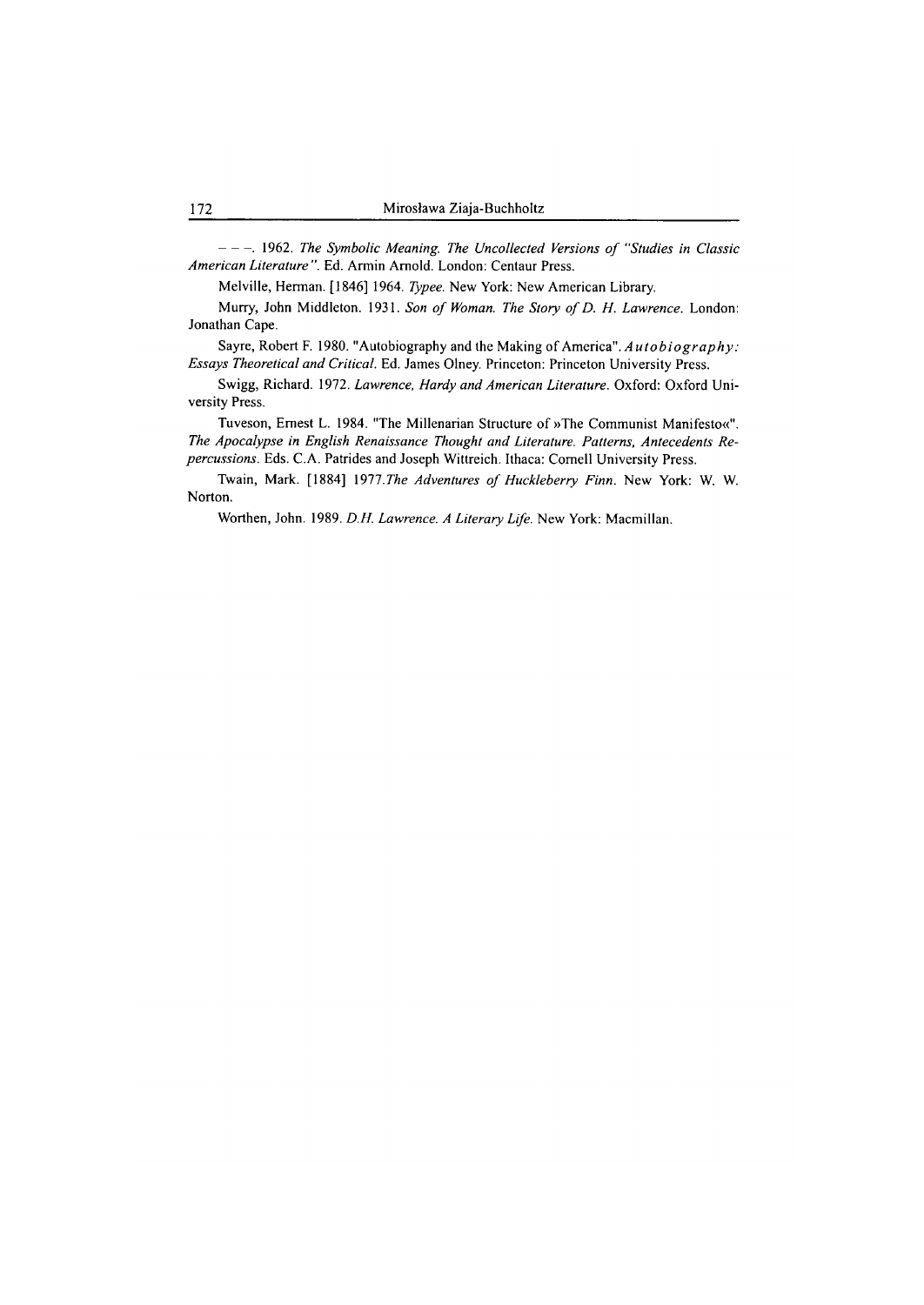– – –. 1962. *The Symbolic Meaning. The Uncollected Versions of "Studies in Classic American Literature"*. Ed. Armin Arnold. London: Centaur Press.

Melville, Herman. [1846] 1964. *Typee*. New York: New American Library.

Murry, John Middleton. 1931. *Son of Woman. The Story of D. H. Lawrence*. London: Jonathan Cape.

Sayre, Robert F. 1980. "Autobiography and the Making of America". *Autobiography: Essays Theoretical and Critical*. Ed. James Olney. Princeton: Princeton University Press.

Swigg, Richard. 1972. *Lawrence, Hardy and American Literature*. Oxford: Oxford University Press.

Tuveson, Ernest L. 1984. "The Millenarian Structure of »The Communist Manifesto«". *The Apocalypse in English Renaissance Thought and Literature. Patterns, Antecedents Repercussions*. Eds. C.A. Patrides and Joseph Wittreich. Ithaca: Cornell University Press.

Twain, Mark. [1884] 1977.*The Adventures of Huckleberry Finn*. New York: W. W. Norton.

Worthen, John. 1989. *D.H. Lawrence. A Literary Life*. New York: Macmillan.